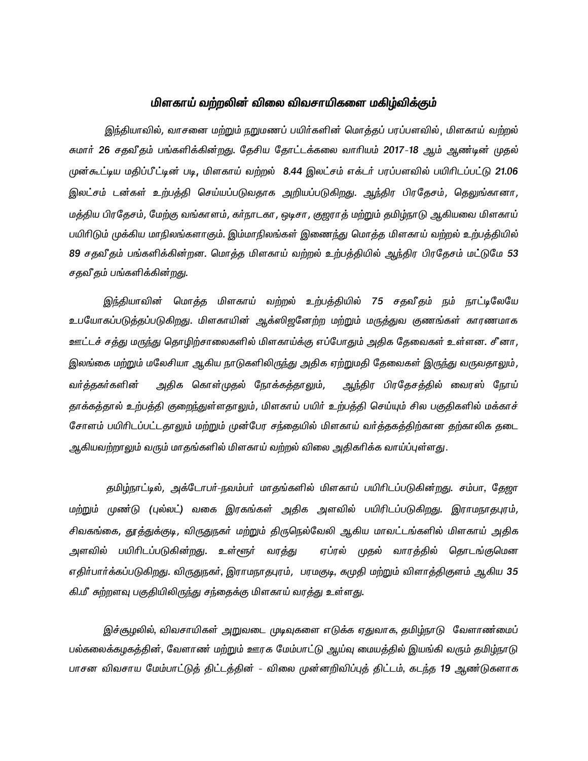## மிளகாய் வற்றலின் விலை விவசாயிகளை மகிழ்விக்கும்

இந்தியாவில், வாசனை மற்றும் நறுமணப் பயிர்களின் மொத்தப் பரப்பளவில், மிளகாய் வற்றல் சுமார் 26 சதவீதம் பங்களிக்கின்றது. தேசிய தோட்டக்கலை வாரியம் 2017-18 ஆம் ஆண்டின் முதல் முன்கூட்டிய மதிப்பீட்டின் படி, மிளகாய் வற்றல் 8.44 இலட்சம் எக்டர் பரப்பளவில் பயிரிடப்பட்டு 21.06 இலட்சம் டன்கள் உற்பத்தி செய்யப்படுவதாக அறியப்படுகிறது. ஆந்திர பிரதேசம், தெலுங்கானா, மத்திய பிரதேசம், மேற்கு வங்காளம், கர்நாடகா, ஒடிசா, குஜராத் மற்றும் தமிழ்நாடு ஆகியவை மிளகாய் பயிரிடும் முக்கிய மாநிலங்களாகும். இம்மாநிலங்கள் இணைந்து மொத்த மிளகாய் வற்றல் உற்பத்தியில் 89 சதவீதம் பங்களிக்கின்றன. மொத்த மிளகாய் வற்றல் உற்பத்தியில் ஆந்திர பிரதேசம் மட்டுமே 53 சதவீதம் பங்களிக்கின்றது.

இந்தியாவின் மொத்த மிளகாய் வற்றல் உற்பத்தியில் 75 சதவீதம் நம் நாட்டிலேயே உபயோகப்படுத்தப்படுகிறது. மிளகாயின் ஆக்ஸிஜனேற்ற மற்றும் மருத்துவ குணங்கள் காரணமாக ஊட்டச் சத்து மருந்து தொழிற்சாலைகளில் மிளகாய்க்கு எப்போதும் அதிக தேவைகள் உள்ளன. சீனா, இலங்கை மற்றும் மலேசியா ஆகிய நாடுகளிலிருந்து அதிக ஏற்றுமதி தேவைகள் இருந்து வருவதாலும், வர்த்தகர்களின் அதிக கொள்முதல் நோக்கத்தாலும், ஆந்திர பிரதேசத்தில் வைரஸ் நோய் தாக்கத்தால் உற்பத்தி குறைந்துள்ளதாலும், மிளகாய் பயிர் உற்பத்தி செய்யும் சில பகுதிகளில் மக்காச் சோளம் பயிரிடப்பட்டதாலும் மற்றும் முன்பேர சந்தையில் மிளகாய் வர்த்தகத்திற்கான தற்காலிக தடை ஆகியவற்றாலும் வரும் மாதங்களில் மிளகாய் வற்றல் விலை அதிகரிக்க வாய்ப்புள்ளது.

தமிழ்நாட்டில், அக்டோபர்-நவம்பர் மாதங்களில் மிளகாய் பயிரிடப்படுகின்றது. சம்பா, தேஜா மற்றும் முண்டு (புல்லட்) வகை இரகங்கள் அதிக அளவில் பயிரிடப்படுகிறது. இராமநாதபுரம், சிவகங்கை, தூத்துக்குடி, விருதுநகர் மற்றும் திருநெல்வேலி ஆகிய மாவட்டங்களில் மிளகாய் அதிக அளவில் பயிரிடப்படுகின்றது. உள்ளூர் வரத்து ஏப்ரல் முதல் வாரத்தில் தொடங்குமென எதிர்பார்க்கப்படுகிறது. விருதுநகர், இராமநாதபுரம், பரமகுடி, கமுதி மற்றும் விளாத்திகுளம் ஆகிய 35 கி.மீ சுற்றளவு பகுதியிலிருந்து சந்தைக்கு மிளகாய் வரத்து உள்ளது.

இச்சூழலில், விவசாயிகள் அறுவடை முடிவுகளை எடுக்க ஏதுவாக, தமிழ்நாடு வேளாண்மைப் பல்கலைக்கழகத்தின், வேளாண் மற்றும் ஊரக மேம்பாட்டு ஆய்வு மையத்தில் இயங்கி வரும் தமிழ்நாடு பாசன விவசாய மேம்பாட்டுத் திட்டத்தின் - விலை முன்னறிவிப்புத் திட்டம், கடந்த 19 ஆண்டுகளாக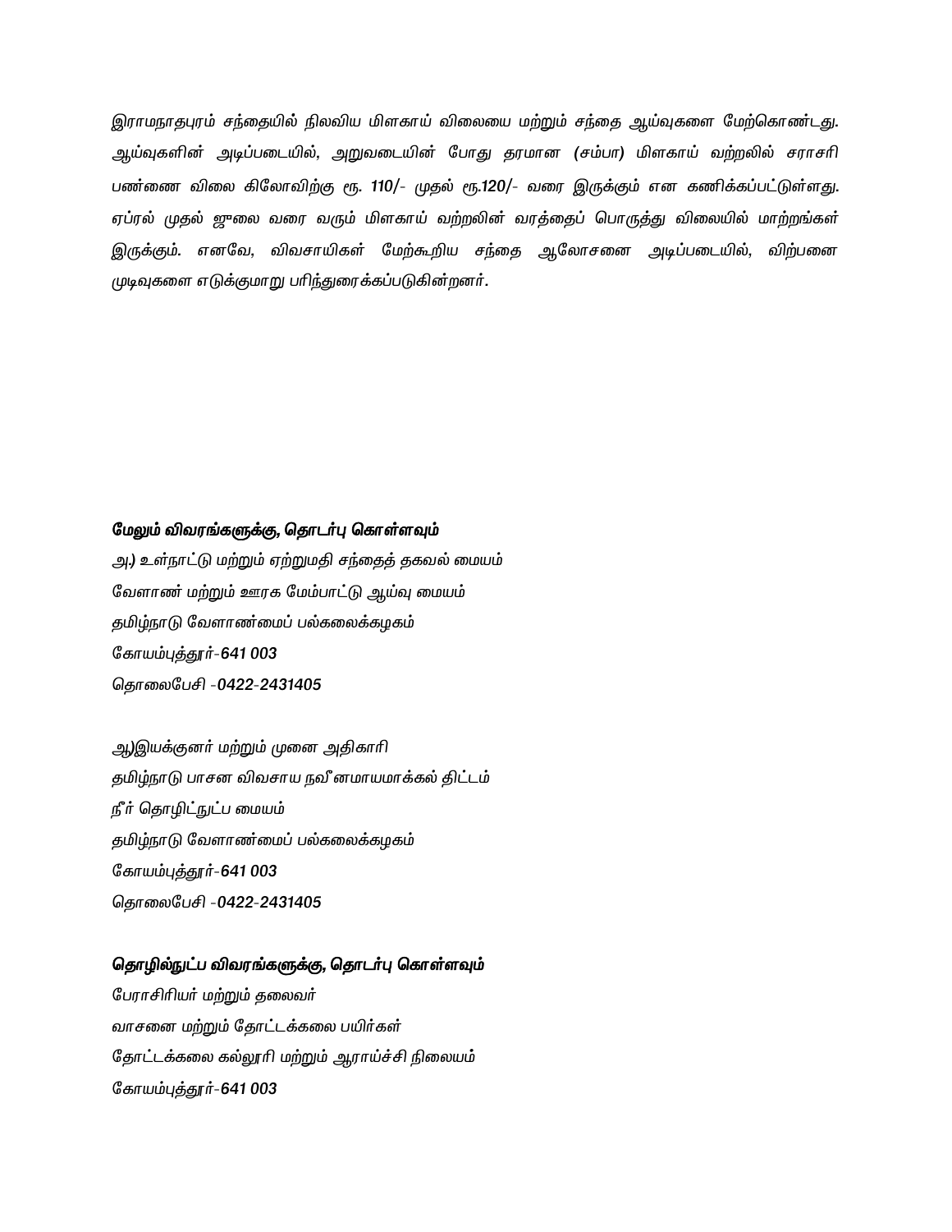*இராமநாதபுரம் சந்தையில் நிலவிய மிளகாய் விலையை மற்றும் சந்தை ஆய்வுகளை மேற்கொண்டது. ஆய்வுகளின் அடிப்படையில், அறுவடையின் போது தரமான (சம்பா) மிளகாய் வற்றலில் சராசரி பண்ணை விலை கிலோவிற்கு ரூ. 110/- முதல் ரூ.120/- வரை இருக்கும் என கணிக்கப்பட்டுள்ளது. ஏப்ரல் முதல் ஜுலை வரை வரும் மிளகாய் வற்றலின் வரத்தைப் பொருத்து விலையில் மாற்றங்கள் இருக்கும். எனவே, விவசாயிகள் மேற்கூறிய சந்தை ஆலோசனை அடிப்படையில், விற்பனை முடிவுகளை எடுக்குமாறு பரிந்துரைக்கப்படுகின்றனர்.*

**மேலும் விவரங்களுக்கு, தொடர்பு கொள்ளவும்**

*அ.) உள்நாட்டு மற்றும் ஏற்றுமதி சந்தைத் தகவல் மையம்*
*வேளாண் மற்றும் ஊரக மேம்பாட்டு ஆய்வு மையம்*
*தமிழ்நாடு வேளாண்மைப் பல்கலைக்கழகம்*
*கோயம்புத்தூர்-**641 003***
*தொலைபேசி -**0422-2431405***

*ஆ)இயக்குனர் மற்றும் முனை அதிகாரி*
*தமிழ்நாடு பாசன விவசாய நவீனமயமாக்கல் திட்டம்*
*நீர் தொழிட்நுட்ப மையம்*
*தமிழ்நாடு வேளாண்மைப் பல்கலைக்கழகம்*
*கோயம்புத்தூர்-**641 003***
*தொலைபேசி -**0422-2431405***

**தொழில்நுட்ப விவரங்களுக்கு, தொடர்பு கொள்ளவும்**

*பேராசிரியர் மற்றும் தலைவர்*
*வாசனை மற்றும் தோட்டக்கலை பயிர்கள்*
*தோட்டக்கலை கல்லூரி மற்றும் ஆராய்ச்சி நிலையம்*
*கோயம்புத்தூர்-**641 003***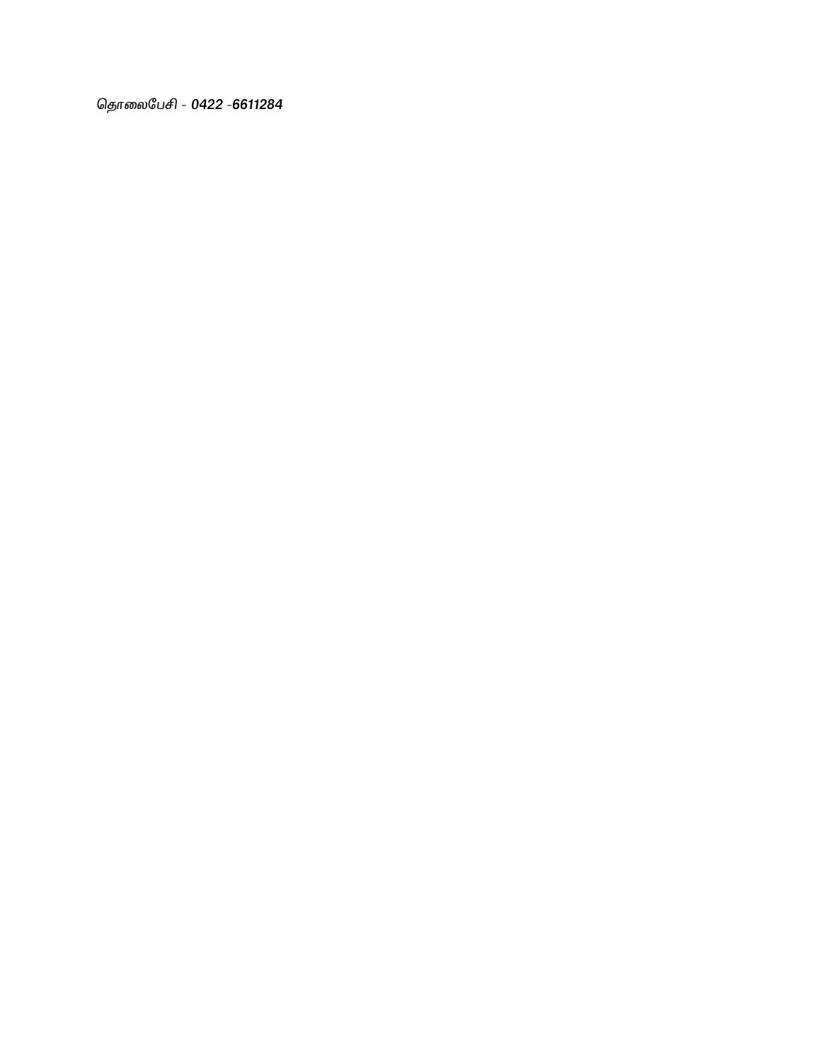*தொலைபேசி - 0422 -6611284*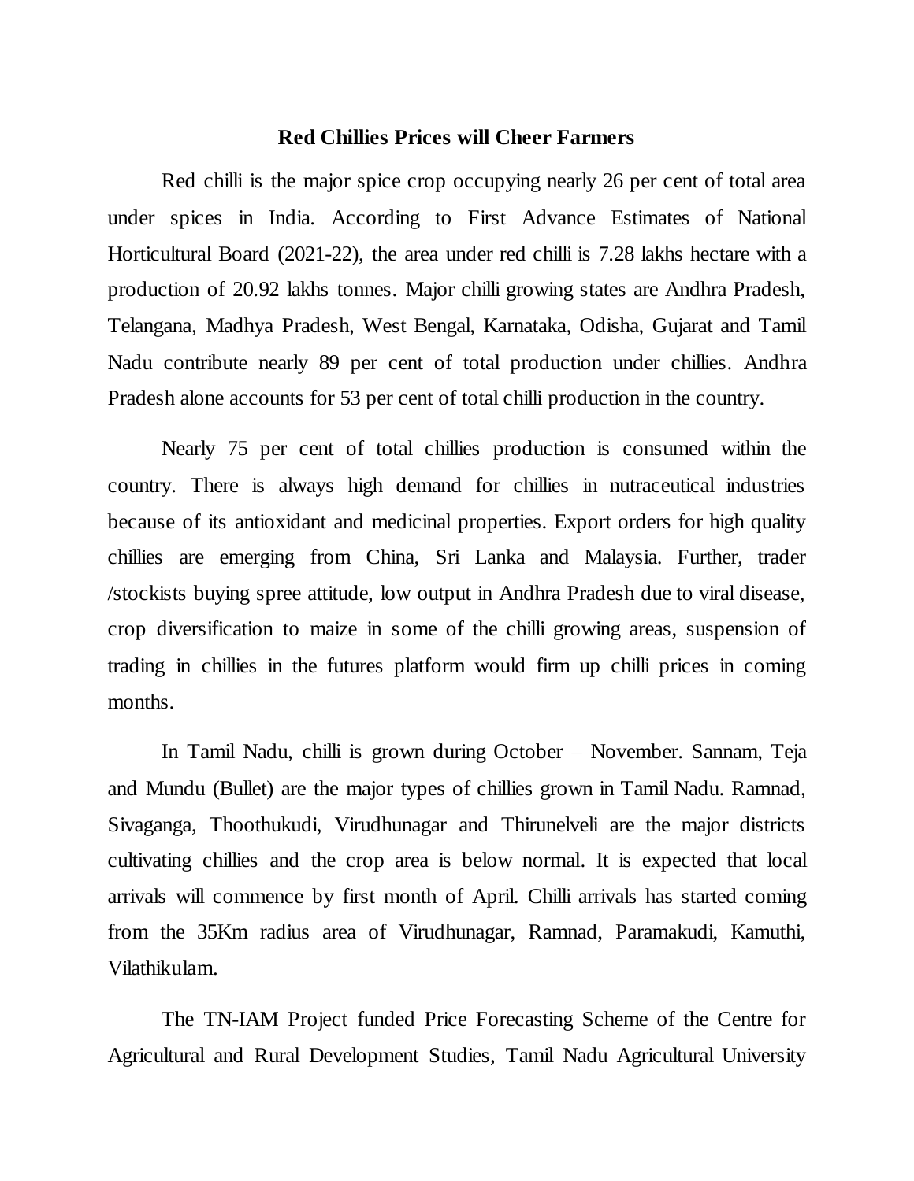## Red Chillies Prices will Cheer Farmers

Red chilli is the major spice crop occupying nearly 26 per cent of total area under spices in India. According to First Advance Estimates of National Horticultural Board (2021-22), the area under red chilli is 7.28 lakhs hectare with a production of 20.92 lakhs tonnes. Major chilli growing states are Andhra Pradesh, Telangana, Madhya Pradesh, West Bengal, Karnataka, Odisha, Gujarat and Tamil Nadu contribute nearly 89 per cent of total production under chillies. Andhra Pradesh alone accounts for 53 per cent of total chilli production in the country.

Nearly 75 per cent of total chillies production is consumed within the country. There is always high demand for chillies in nutraceutical industries because of its antioxidant and medicinal properties. Export orders for high quality chillies are emerging from China, Sri Lanka and Malaysia. Further, trader /stockists buying spree attitude, low output in Andhra Pradesh due to viral disease, crop diversification to maize in some of the chilli growing areas, suspension of trading in chillies in the futures platform would firm up chilli prices in coming months.

In Tamil Nadu, chilli is grown during October – November. Sannam, Teja and Mundu (Bullet) are the major types of chillies grown in Tamil Nadu. Ramnad, Sivaganga, Thoothukudi, Virudhunagar and Thirunelveli are the major districts cultivating chillies and the crop area is below normal. It is expected that local arrivals will commence by first month of April. Chilli arrivals has started coming from the 35Km radius area of Virudhunagar, Ramnad, Paramakudi, Kamuthi, Vilathikulam.

The TN-IAM Project funded Price Forecasting Scheme of the Centre for Agricultural and Rural Development Studies, Tamil Nadu Agricultural University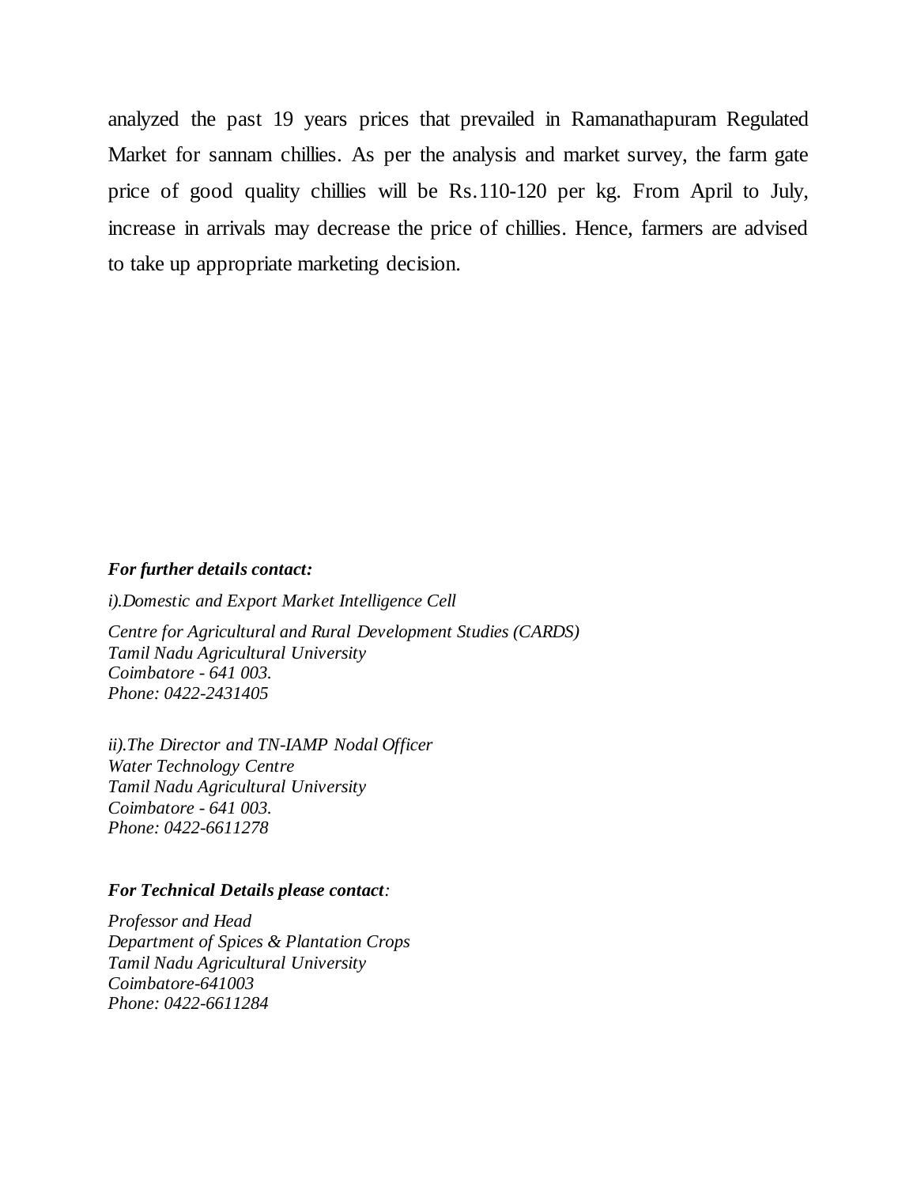analyzed the past 19 years prices that prevailed in Ramanathapuram Regulated Market for sannam chillies. As per the analysis and market survey, the farm gate price of good quality chillies will be Rs.110-120 per kg. From April to July, increase in arrivals may decrease the price of chillies. Hence, farmers are advised to take up appropriate marketing decision.

***For further details contact:***

*i).Domestic and Export Market Intelligence Cell*

*Centre for Agricultural and Rural Development Studies (CARDS)*  
*Tamil Nadu Agricultural University*  
*Coimbatore - 641 003.*  
*Phone: 0422-2431405*

*ii).The Director and TN-IAMP Nodal Officer*  
*Water Technology Centre*  
*Tamil Nadu Agricultural University*  
*Coimbatore - 641 003.*  
*Phone: 0422-6611278*

***For Technical Details please contact:***

*Professor and Head*  
*Department of Spices & Plantation Crops*  
*Tamil Nadu Agricultural University*  
*Coimbatore-641003*  
*Phone: 0422-6611284*